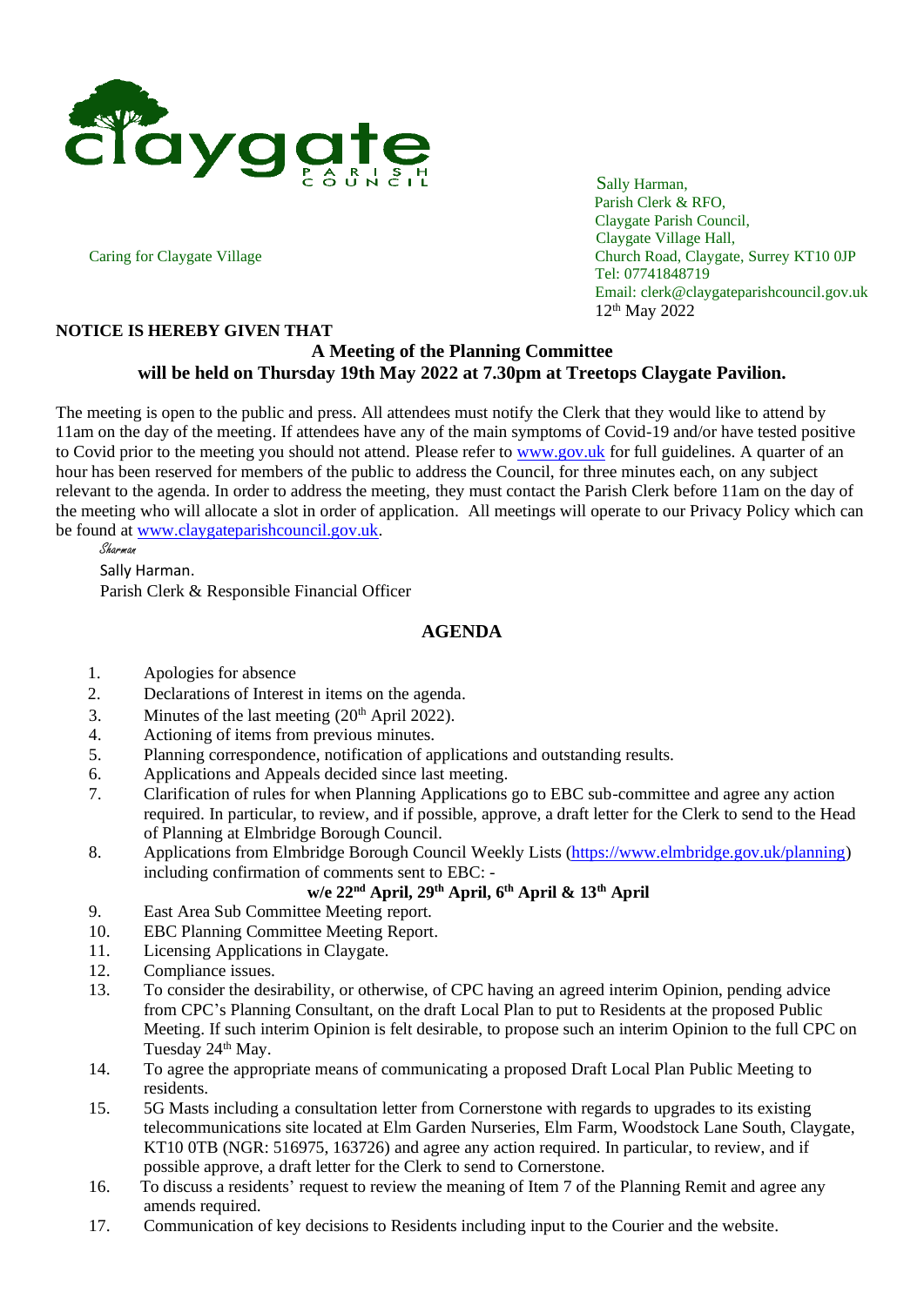claygate PARISH COUNCIL

Caring for Claygate Village

Sally Harman,
Parish Clerk & RFO,
Claygate Parish Council,
Claygate Village Hall,
Church Road, Claygate, Surrey KT10 0JP
Tel: 07741848719
Email: clerk@claygateparishcouncil.gov.uk
12th May 2022

**NOTICE IS HEREBY GIVEN THAT**

**A Meeting of the Planning Committee will be held on Thursday 19th May 2022 at 7.30pm at Treetops Claygate Pavilion.**

The meeting is open to the public and press. All attendees must notify the Clerk that they would like to attend by 11am on the day of the meeting. If attendees have any of the main symptoms of Covid-19 and/or have tested positive to Covid prior to the meeting you should not attend. Please refer to www.gov.uk for full guidelines. A quarter of an hour has been reserved for members of the public to address the Council, for three minutes each, on any subject relevant to the agenda. In order to address the meeting, they must contact the Parish Clerk before 11am on the day of the meeting who will allocate a slot in order of application. All meetings will operate to our Privacy Policy which can be found at www.claygateparishcouncil.gov.uk.

*Sharman*
Sally Harman.
Parish Clerk & Responsible Financial Officer

## AGENDA

1. Apologies for absence
2. Declarations of Interest in items on the agenda.
3. Minutes of the last meeting (20th April 2022).
4. Actioning of items from previous minutes.
5. Planning correspondence, notification of applications and outstanding results.
6. Applications and Appeals decided since last meeting.
7. Clarification of rules for when Planning Applications go to EBC sub-committee and agree any action required. In particular, to review, and if possible, approve, a draft letter for the Clerk to send to the Head of Planning at Elmbridge Borough Council.
8. Applications from Elmbridge Borough Council Weekly Lists (https://www.elmbridge.gov.uk/planning) including confirmation of comments sent to EBC: -
   **w/e 22nd April, 29th April, 6th April & 13th April**
9. East Area Sub Committee Meeting report.
10. EBC Planning Committee Meeting Report.
11. Licensing Applications in Claygate.
12. Compliance issues.
13. To consider the desirability, or otherwise, of CPC having an agreed interim Opinion, pending advice from CPC's Planning Consultant, on the draft Local Plan to put to Residents at the proposed Public Meeting. If such interim Opinion is felt desirable, to propose such an interim Opinion to the full CPC on Tuesday 24th May.
14. To agree the appropriate means of communicating a proposed Draft Local Plan Public Meeting to residents.
15. 5G Masts including a consultation letter from Cornerstone with regards to upgrades to its existing telecommunications site located at Elm Garden Nurseries, Elm Farm, Woodstock Lane South, Claygate, KT10 0TB (NGR: 516975, 163726) and agree any action required. In particular, to review, and if possible approve, a draft letter for the Clerk to send to Cornerstone.
16. To discuss a residents' request to review the meaning of Item 7 of the Planning Remit and agree any amends required.
17. Communication of key decisions to Residents including input to the Courier and the website.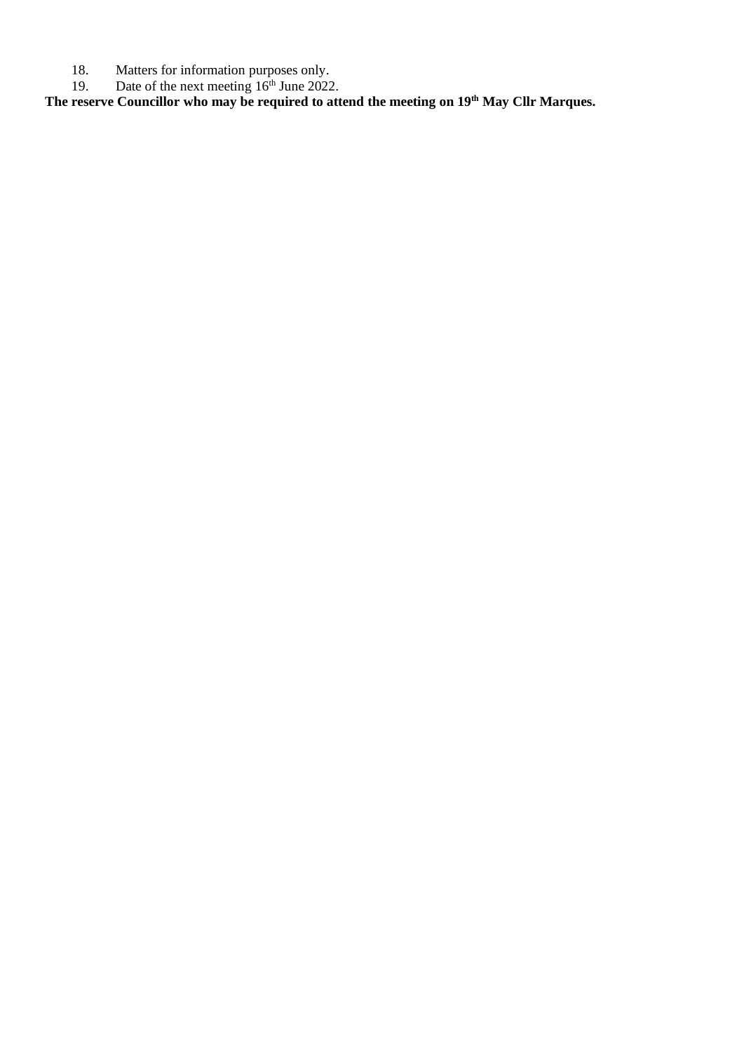18. Matters for information purposes only.
19. Date of the next meeting 16th June 2022.

**The reserve Councillor who may be required to attend the meeting on 19th May Cllr Marques.**